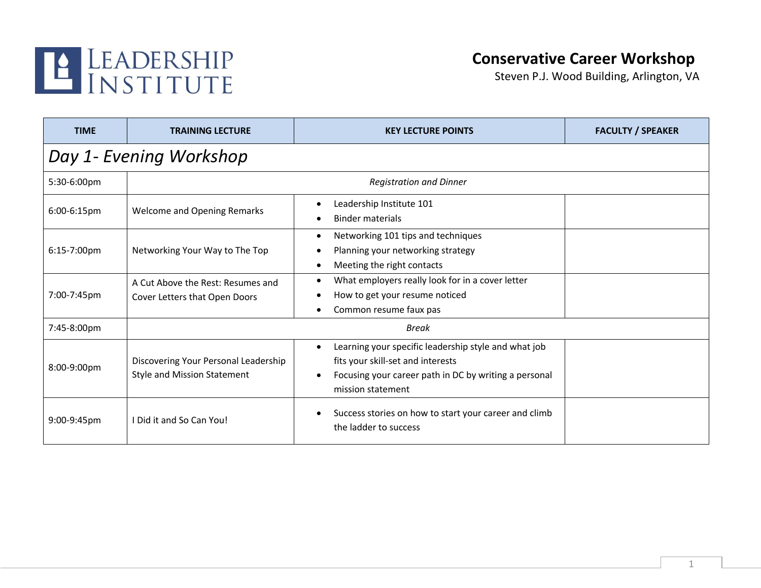LEADERSHIP INSTITUTE

# Conservative Career Workshop

Steven P.J. Wood Building, Arlington, VA

| TIME | TRAINING LECTURE | KEY LECTURE POINTS | FACULTY / SPEAKER |
|---|---|---|---|
| ***Day 1- Evening Workshop*** | | | |
| 5:30-6:00pm | *Registration and Dinner* | | |
| 6:00-6:15pm | Welcome and Opening Remarks | • Leadership Institute 101<br>• Binder materials | |
| 6:15-7:00pm | Networking Your Way to The Top | • Networking 101 tips and techniques<br>• Planning your networking strategy<br>• Meeting the right contacts | |
| 7:00-7:45pm | A Cut Above the Rest: Resumes and Cover Letters that Open Doors | • What employers really look for in a cover letter<br>• How to get your resume noticed<br>• Common resume faux pas | |
| 7:45-8:00pm | *Break* | | |
| 8:00-9:00pm | Discovering Your Personal Leadership Style and Mission Statement | • Learning your specific leadership style and what job fits your skill-set and interests<br>• Focusing your career path in DC by writing a personal mission statement | |
| 9:00-9:45pm | I Did it and So Can You! | • Success stories on how to start your career and climb the ladder to success | |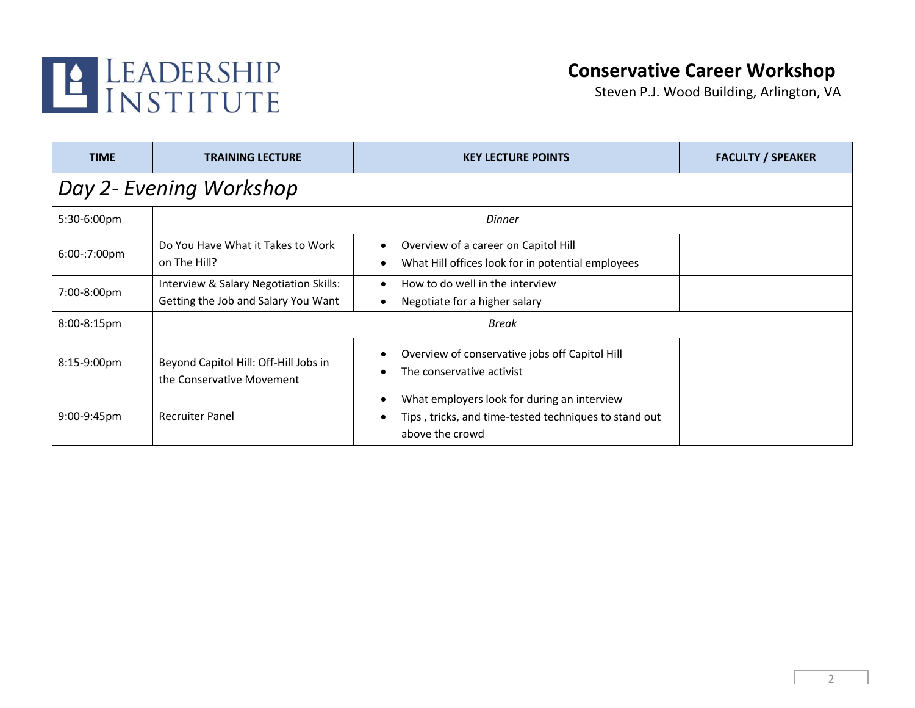LEADERSHIP INSTITUTE

# Conservative Career Workshop

Steven P.J. Wood Building, Arlington, VA

| TIME | TRAINING LECTURE | KEY LECTURE POINTS | FACULTY / SPEAKER |
|---|---|---|---|
| *Day 2- Evening Workshop* | | | |
| 5:30-6:00pm | *Dinner* | | |
| 6:00-:7:00pm | Do You Have What it Takes to Work on The Hill? | • Overview of a career on Capitol Hill<br>• What Hill offices look for in potential employees | |
| 7:00-8:00pm | Interview & Salary Negotiation Skills: Getting the Job and Salary You Want | • How to do well in the interview<br>• Negotiate for a higher salary | |
| 8:00-8:15pm | *Break* | | |
| 8:15-9:00pm | Beyond Capitol Hill: Off-Hill Jobs in the Conservative Movement | • Overview of conservative jobs off Capitol Hill<br>• The conservative activist | |
| 9:00-9:45pm | Recruiter Panel | • What employers look for during an interview<br>• Tips , tricks, and time-tested techniques to stand out above the crowd | |